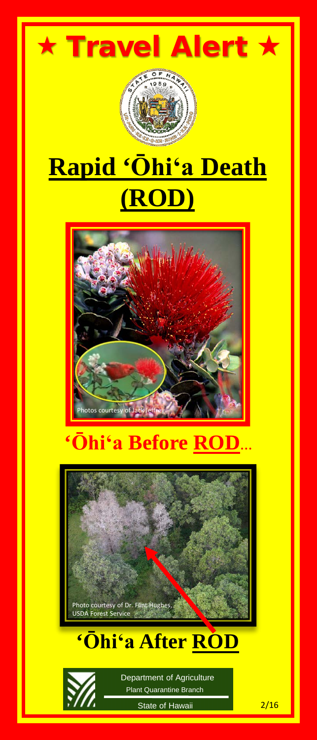# ★ Travel Alert ★

# Rapid ʻŌhiʻa Death (ROD)

Photos courtesy of Jack Jeffrey

## ʻŌhiʻa Before ROD...

Photo courtesy of Dr. Flint Hughes, USDA Forest Service

## ʻŌhiʻa After ROD

Department of Agriculture
Plant Quarantine Branch
State of Hawaii

2/16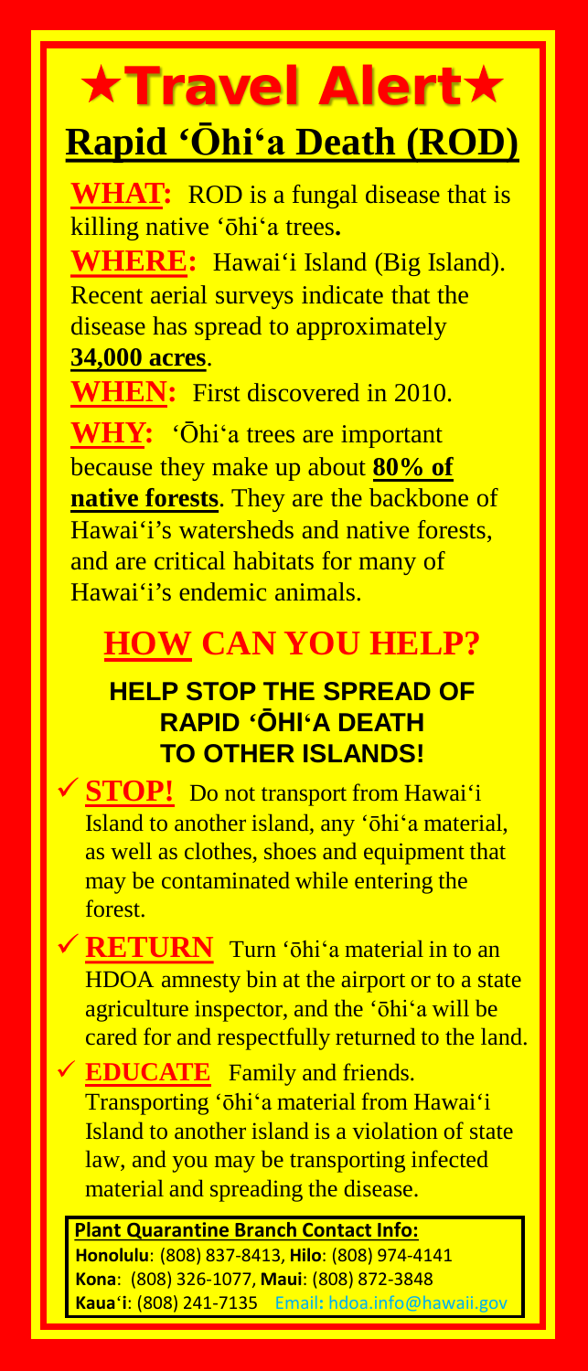# ★Travel Alert★

## Rapid ʻŌhiʻa Death (ROD)

**WHAT:** ROD is a fungal disease that is killing native ʻōhiʻa trees**.**

**WHERE:** Hawaiʻi Island (Big Island). Recent aerial surveys indicate that the disease has spread to approximately **34,000 acres**.

**WHEN:** First discovered in 2010.

**WHY:** ʻŌhiʻa trees are important because they make up about **80% of native forests**. They are the backbone of Hawaiʻi's watersheds and native forests, and are critical habitats for many of Hawaiʻi's endemic animals.

## HOW CAN YOU HELP?

### HELP STOP THE SPREAD OF RAPID ʻŌHIʻA DEATH TO OTHER ISLANDS!

- ✓ **STOP!** Do not transport from Hawaiʻi Island to another island, any ʻōhiʻa material, as well as clothes, shoes and equipment that may be contaminated while entering the forest.
- ✓ **RETURN** Turn ʻōhiʻa material in to an HDOA amnesty bin at the airport or to a state agriculture inspector, and the ʻōhiʻa will be cared for and respectfully returned to the land.
- ✓ **EDUCATE** Family and friends. Transporting ʻōhiʻa material from Hawaiʻi Island to another island is a violation of state law, and you may be transporting infected material and spreading the disease.

**Plant Quarantine Branch Contact Info:**
**Honolulu**: (808) 837-8413, **Hilo**: (808) 974-4141
**Kona**: (808) 326-1077, **Maui**: (808) 872-3848
**Kauaʻi**: (808) 241-7135 Email: hdoa.info@hawaii.gov